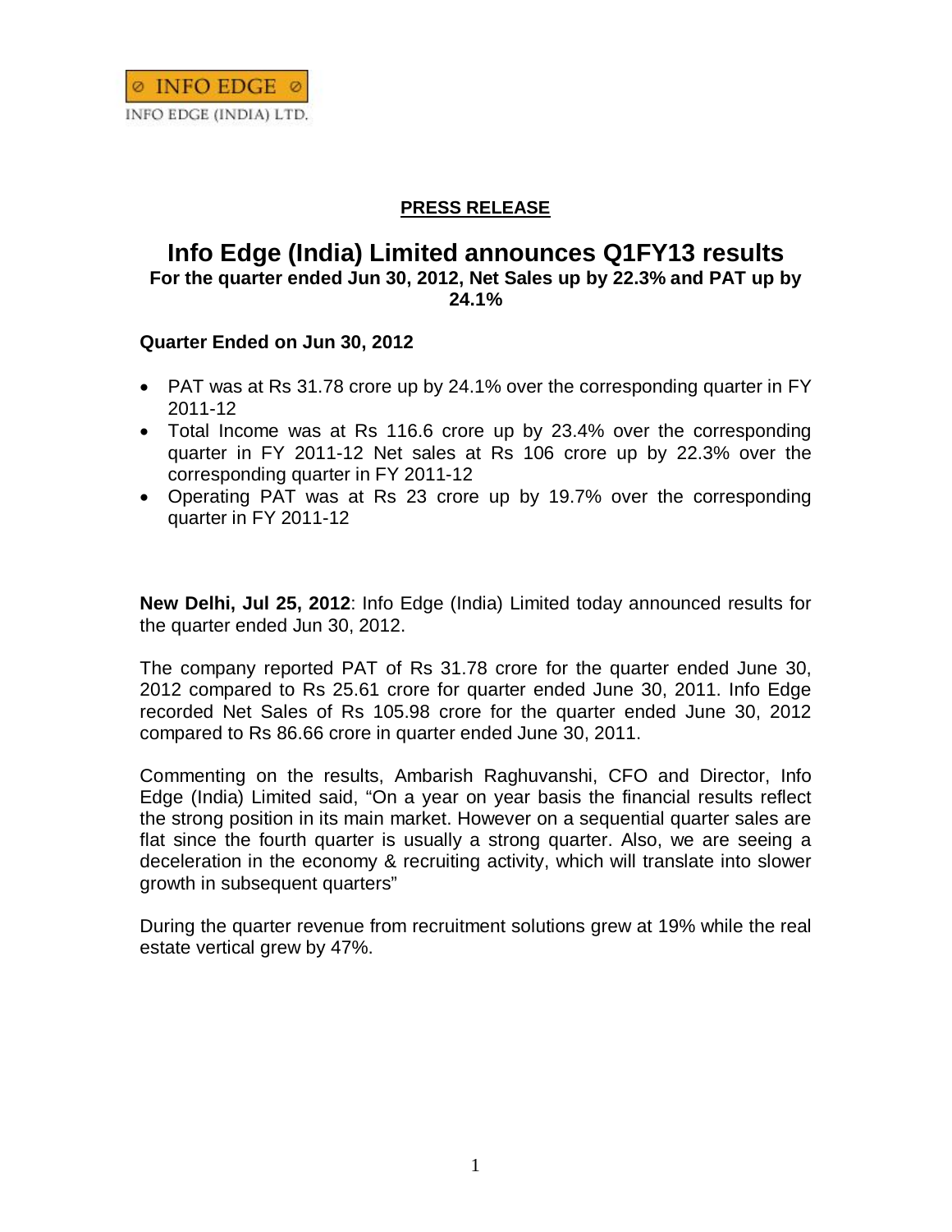INFO EDGE

INFO EDGE (INDIA) LTD.

**PRESS RELEASE**

# Info Edge (India) Limited announces Q1FY13 results

**For the quarter ended Jun 30, 2012, Net Sales up by 22.3% and PAT up by 24.1%**

**Quarter Ended on Jun 30, 2012**

- PAT was at Rs 31.78 crore up by 24.1% over the corresponding quarter in FY 2011-12
- Total Income was at Rs 116.6 crore up by 23.4% over the corresponding quarter in FY 2011-12 Net sales at Rs 106 crore up by 22.3% over the corresponding quarter in FY 2011-12
- Operating PAT was at Rs 23 crore up by 19.7% over the corresponding quarter in FY 2011-12

**New Delhi, Jul 25, 2012**: Info Edge (India) Limited today announced results for the quarter ended Jun 30, 2012.

The company reported PAT of Rs 31.78 crore for the quarter ended June 30, 2012 compared to Rs 25.61 crore for quarter ended June 30, 2011. Info Edge recorded Net Sales of Rs 105.98 crore for the quarter ended June 30, 2012 compared to Rs 86.66 crore in quarter ended June 30, 2011.

Commenting on the results, Ambarish Raghuvanshi, CFO and Director, Info Edge (India) Limited said, "On a year on year basis the financial results reflect the strong position in its main market. However on a sequential quarter sales are flat since the fourth quarter is usually a strong quarter. Also, we are seeing a deceleration in the economy & recruiting activity, which will translate into slower growth in subsequent quarters"

During the quarter revenue from recruitment solutions grew at 19% while the real estate vertical grew by 47%.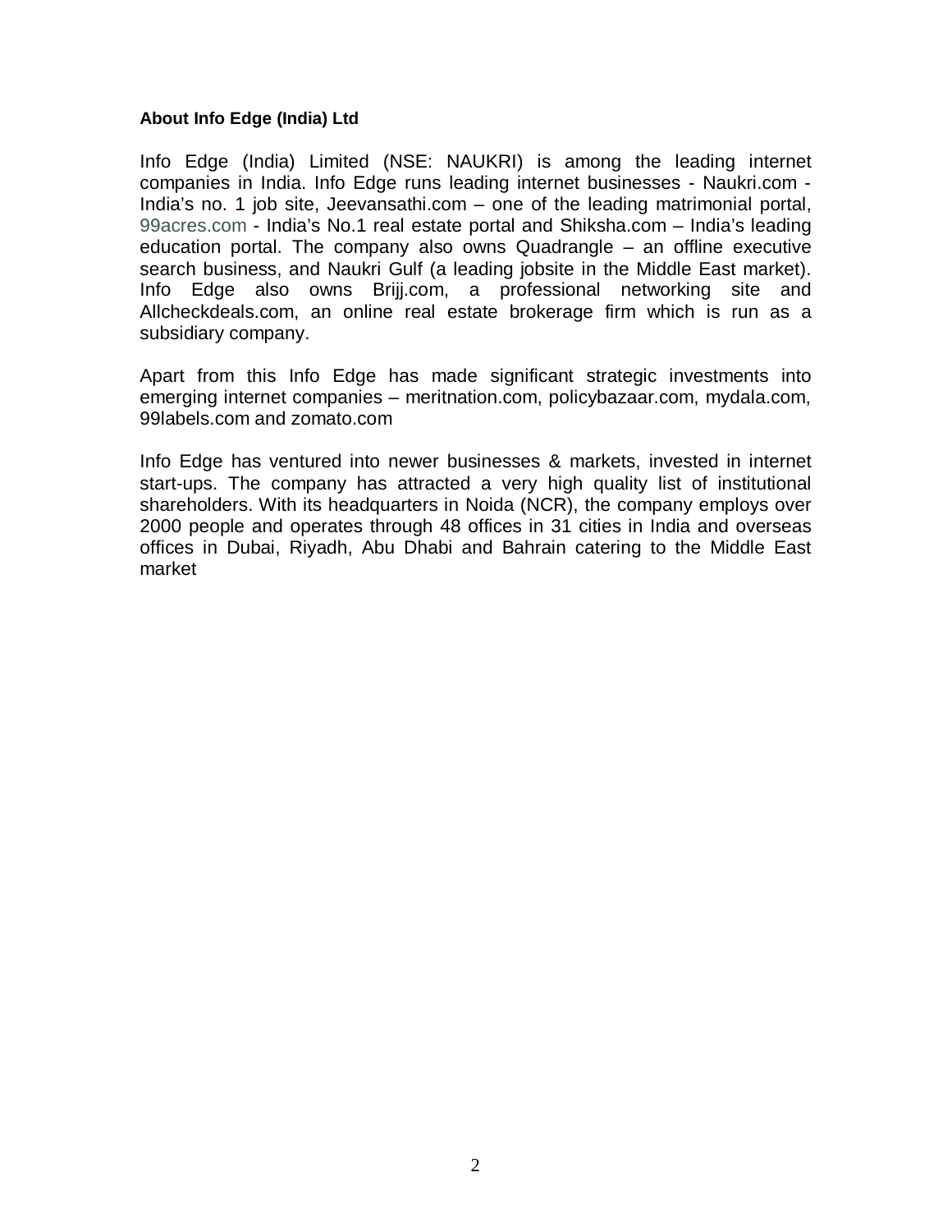**About Info Edge (India) Ltd**

Info Edge (India) Limited (NSE: NAUKRI) is among the leading internet companies in India. Info Edge runs leading internet businesses - Naukri.com - India's no. 1 job site, Jeevansathi.com – one of the leading matrimonial portal, 99acres.com - India's No.1 real estate portal and Shiksha.com – India's leading education portal. The company also owns Quadrangle – an offline executive search business, and Naukri Gulf (a leading jobsite in the Middle East market). Info Edge also owns Brijj.com, a professional networking site and Allcheckdeals.com, an online real estate brokerage firm which is run as a subsidiary company.

Apart from this Info Edge has made significant strategic investments into emerging internet companies – meritnation.com, policybazaar.com, mydala.com, 99labels.com and zomato.com

Info Edge has ventured into newer businesses & markets, invested in internet start-ups. The company has attracted a very high quality list of institutional shareholders. With its headquarters in Noida (NCR), the company employs over 2000 people and operates through 48 offices in 31 cities in India and overseas offices in Dubai, Riyadh, Abu Dhabi and Bahrain catering to the Middle East market